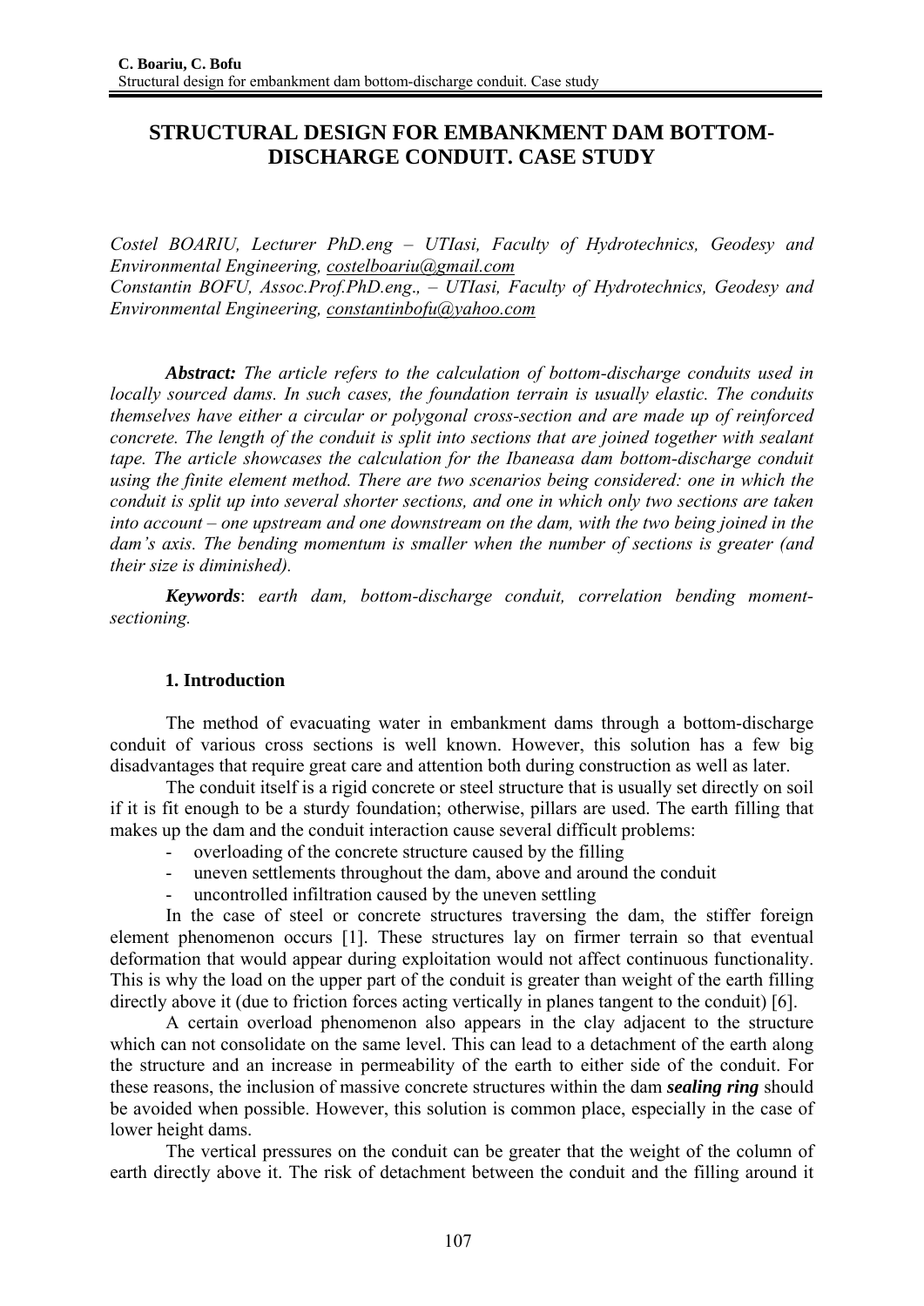# STRUCTURAL DESIGN FOR EMBANKMENT DAM BOTTOM-DISCHARGE CONDUIT. CASE STUDY

*Costel BOARIU, Lecturer PhD.eng – UTIasi, Faculty of Hydrotechnics, Geodesy and Environmental Engineering, costelboariu@gmail.com*
*Constantin BOFU, Assoc.Prof.PhD.eng., – UTIasi, Faculty of Hydrotechnics, Geodesy and Environmental Engineering, constantinbofu@yahoo.com*

***Abstract:*** *The article refers to the calculation of bottom-discharge conduits used in locally sourced dams. In such cases, the foundation terrain is usually elastic. The conduits themselves have either a circular or polygonal cross-section and are made up of reinforced concrete. The length of the conduit is split into sections that are joined together with sealant tape. The article showcases the calculation for the Ibaneasa dam bottom-discharge conduit using the finite element method. There are two scenarios being considered: one in which the conduit is split up into several shorter sections, and one in which only two sections are taken into account – one upstream and one downstream on the dam, with the two being joined in the dam's axis. The bending momentum is smaller when the number of sections is greater (and their size is diminished).*

***Keywords***: *earth dam, bottom-discharge conduit, correlation bending moment-sectioning.*

## 1. Introduction

The method of evacuating water in embankment dams through a bottom-discharge conduit of various cross sections is well known. However, this solution has a few big disadvantages that require great care and attention both during construction as well as later.

The conduit itself is a rigid concrete or steel structure that is usually set directly on soil if it is fit enough to be a sturdy foundation; otherwise, pillars are used. The earth filling that makes up the dam and the conduit interaction cause several difficult problems:

- overloading of the concrete structure caused by the filling
- uneven settlements throughout the dam, above and around the conduit
- uncontrolled infiltration caused by the uneven settling

In the case of steel or concrete structures traversing the dam, the stiffer foreign element phenomenon occurs [1]. These structures lay on firmer terrain so that eventual deformation that would appear during exploitation would not affect continuous functionality. This is why the load on the upper part of the conduit is greater than weight of the earth filling directly above it (due to friction forces acting vertically in planes tangent to the conduit) [6].

A certain overload phenomenon also appears in the clay adjacent to the structure which can not consolidate on the same level. This can lead to a detachment of the earth along the structure and an increase in permeability of the earth to either side of the conduit. For these reasons, the inclusion of massive concrete structures within the dam ***sealing ring*** should be avoided when possible. However, this solution is common place, especially in the case of lower height dams.

The vertical pressures on the conduit can be greater that the weight of the column of earth directly above it. The risk of detachment between the conduit and the filling around it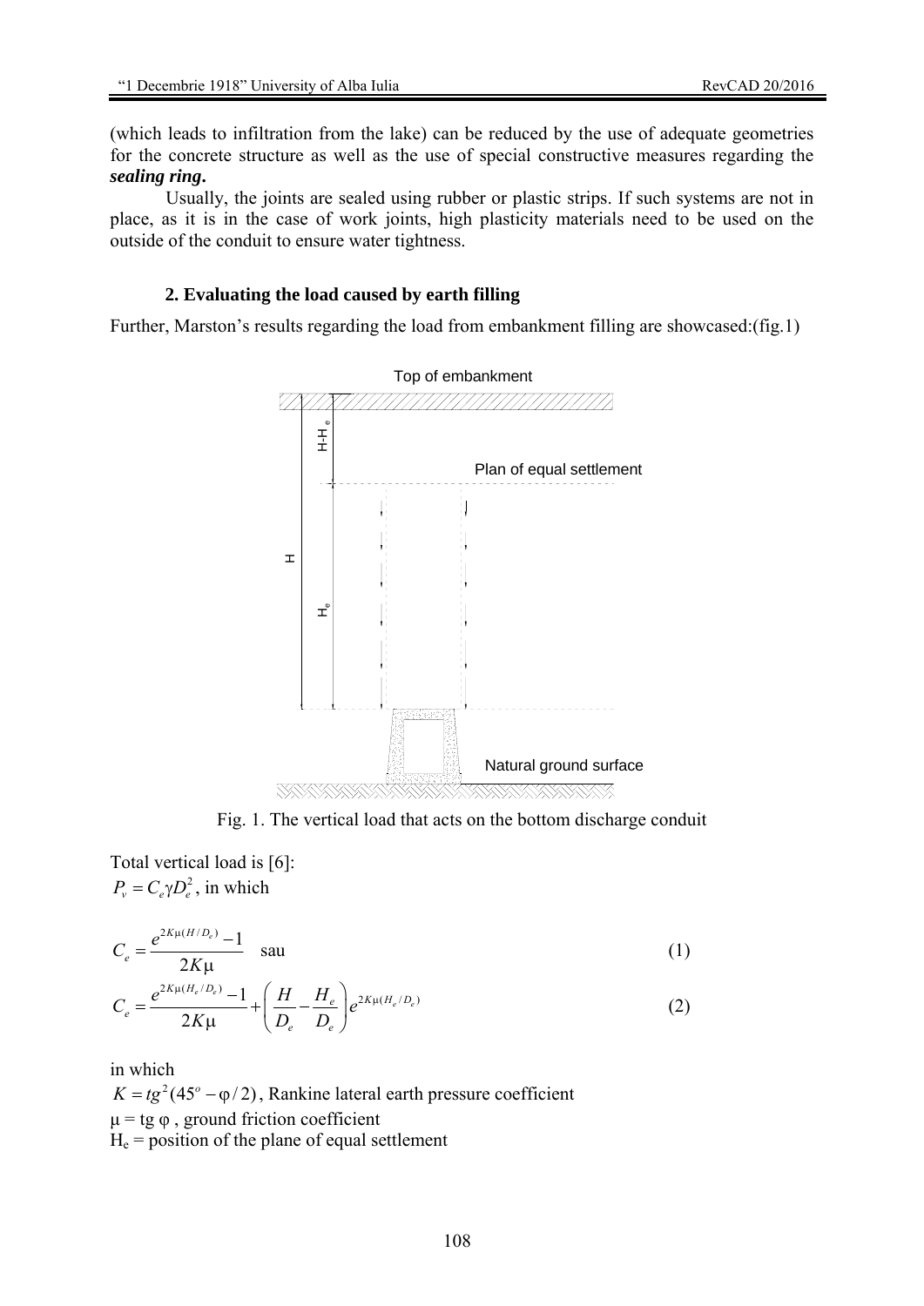(which leads to infiltration from the lake) can be reduced by the use of adequate geometries for the concrete structure as well as the use of special constructive measures regarding the ***sealing ring*.**

Usually, the joints are sealed using rubber or plastic strips. If such systems are not in place, as it is in the case of work joints, high plasticity materials need to be used on the outside of the conduit to ensure water tightness.

## 2. Evaluating the load caused by earth filling

Further, Marston's results regarding the load from embankment filling are showcased:(fig.1)

Fig. 1. The vertical load that acts on the bottom discharge conduit

Total vertical load is [6]:
$P_v = C_e \gamma D_e^2$, in which

$$C_e = \frac{e^{2K\mu(H/D_e)} - 1}{2K\mu} \quad \text{sau} \tag{1}$$

$$C_e = \frac{e^{2K\mu(H_e/D_e)} - 1}{2K\mu} + \left( \frac{H}{D_e} - \frac{H_e}{D_e} \right) e^{2K\mu(H_e/D_e)} \tag{2}$$

in which
$K = tg^2(45^o - \varphi/2)$, Rankine lateral earth pressure coefficient
$\mu = \text{tg}\ \varphi$, ground friction coefficient
$H_e$ = position of the plane of equal settlement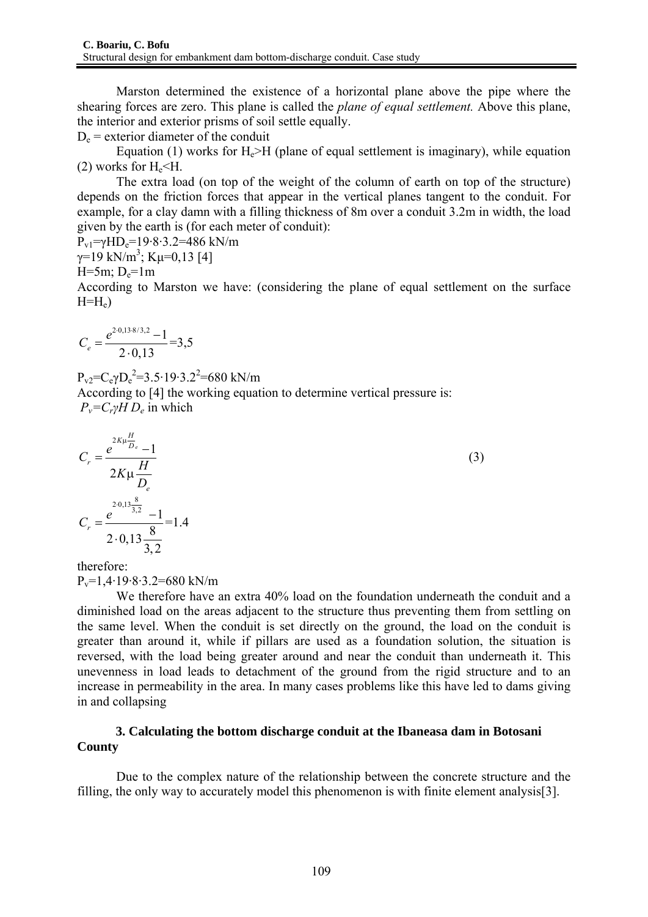Marston determined the existence of a horizontal plane above the pipe where the shearing forces are zero. This plane is called the *plane of equal settlement.* Above this plane, the interior and exterior prisms of soil settle equally.

$D_e$ = exterior diameter of the conduit

Equation (1) works for $H_e>H$ (plane of equal settlement is imaginary), while equation (2) works for $H_e<H$.

The extra load (on top of the weight of the column of earth on top of the structure) depends on the friction forces that appear in the vertical planes tangent to the conduit. For example, for a clay damn with a filling thickness of 8m over a conduit 3.2m in width, the load given by the earth is (for each meter of conduit):

$P_{v1}=\gamma H D_e=19\cdot 8\cdot 3.2=486$ kN/m

$\gamma=19$ kN/m$^3$; $K\mu=0,13$ [4]

H=5m; $D_e$=1m

According to Marston we have: (considering the plane of equal settlement on the surface $H=H_e$)

$$C_e = \frac{e^{2\cdot 0,13\cdot 8/3,2}-1}{2\cdot 0,13}=3,5$$

$P_{v2}=C_e\gamma D_e^2=3.5\cdot 19\cdot 3.2^2=680$ kN/m

According to [4] the working equation to determine vertical pressure is:

$P_v=C_r\gamma H\, D_e$ in which

$$C_r = \frac{e^{2K\mu\frac{H}{D_e}}-1}{2K\mu\frac{H}{D_e}} \tag{3}$$

$$C_r = \frac{e^{2\cdot 0,13\frac{8}{3,2}}-1}{2\cdot 0,13\frac{8}{3,2}}=1.4$$

therefore:

$P_v=1,4\cdot 19\cdot 8\cdot 3.2=680$ kN/m

We therefore have an extra 40% load on the foundation underneath the conduit and a diminished load on the areas adjacent to the structure thus preventing them from settling on the same level. When the conduit is set directly on the ground, the load on the conduit is greater than around it, while if pillars are used as a foundation solution, the situation is reversed, with the load being greater around and near the conduit than underneath it. This unevenness in load leads to detachment of the ground from the rigid structure and to an increase in permeability in the area. In many cases problems like this have led to dams giving in and collapsing

### 3. Calculating the bottom discharge conduit at the Ibaneasa dam in Botosani County

Due to the complex nature of the relationship between the concrete structure and the filling, the only way to accurately model this phenomenon is with finite element analysis[3].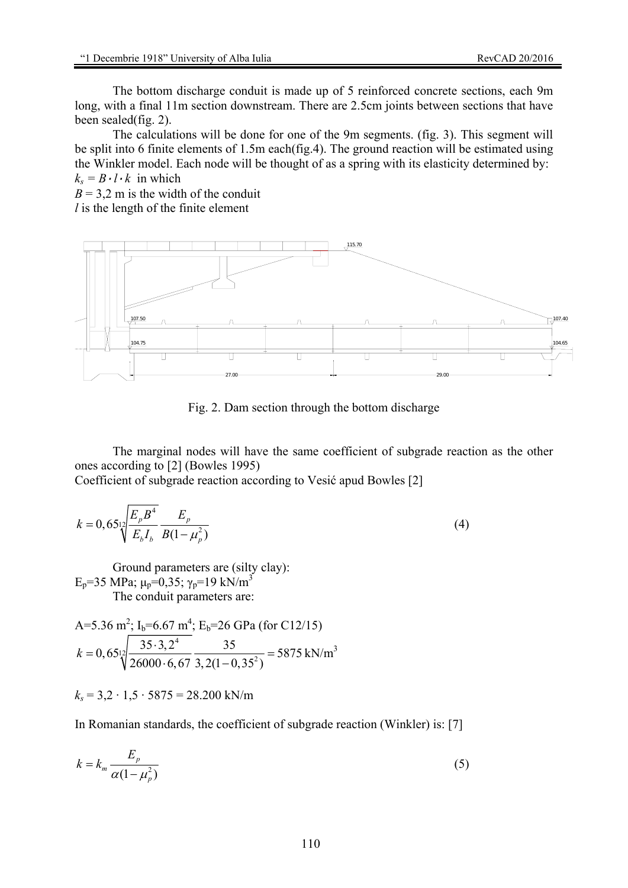The bottom discharge conduit is made up of 5 reinforced concrete sections, each 9m long, with a final 11m section downstream. There are 2.5cm joints between sections that have been sealed(fig. 2).

The calculations will be done for one of the 9m segments. (fig. 3). This segment will be split into 6 finite elements of 1.5m each(fig.4). The ground reaction will be estimated using the Winkler model. Each node will be thought of as a spring with its elasticity determined by:
$k_s = B \cdot l \cdot k$ in which
$B$ = 3,2 m is the width of the conduit
$l$ is the length of the finite element

Fig. 2. Dam section through the bottom discharge

The marginal nodes will have the same coefficient of subgrade reaction as the other ones according to [2] (Bowles 1995)
Coefficient of subgrade reaction according to Vesić apud Bowles [2]

$$k = 0,65\sqrt[12]{\frac{E_p B^4}{E_b I_b}}\frac{E_p}{B(1-\mu_p^2)} \tag{4}$$

Ground parameters are (silty clay):
$E_p$=35 MPa; $\mu_p$=0,35; $\gamma_p$=19 kN/m$^3$
The conduit parameters are:

A=5.36 m$^2$; $I_b$=6.67 m$^4$; $E_b$=26 GPa (for C12/15)

$$k = 0,65\sqrt[12]{\frac{35 \cdot 3,2^4}{26000 \cdot 6,67}}\frac{35}{3,2(1-0,35^2)} = 5875 \text{ kN/m}^3$$

$k_s$ = 3,2 · 1,5 · 5875 = 28.200 kN/m

In Romanian standards, the coefficient of subgrade reaction (Winkler) is: [7]

$$k = k_m \frac{E_p}{\alpha(1-\mu_p^2)} \tag{5}$$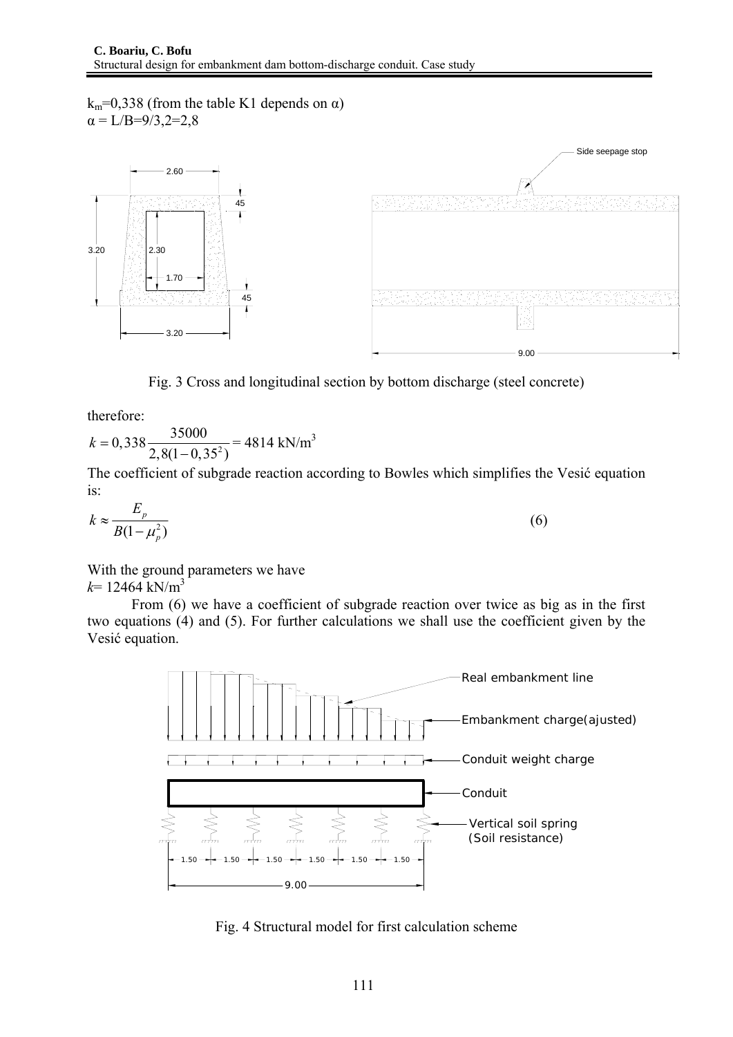$k_m$=0,338 (from the table K1 depends on α)
α = L/B=9/3,2=2,8

Fig. 3 Cross and longitudinal section by bottom discharge (steel concrete)

therefore:

$$k = 0,338\frac{35000}{2,8(1-0,35^2)} = 4814 \text{ kN/m}^3$$

The coefficient of subgrade reaction according to Bowles which simplifies the Vesić equation is:

$$k \approx \frac{E_p}{B(1-\mu_p^2)} \qquad (6)$$

With the ground parameters we have
$k$= 12464 kN/m$^3$

From (6) we have a coefficient of subgrade reaction over twice as big as in the first two equations (4) and (5). For further calculations we shall use the coefficient given by the Vesić equation.

Fig. 4 Structural model for first calculation scheme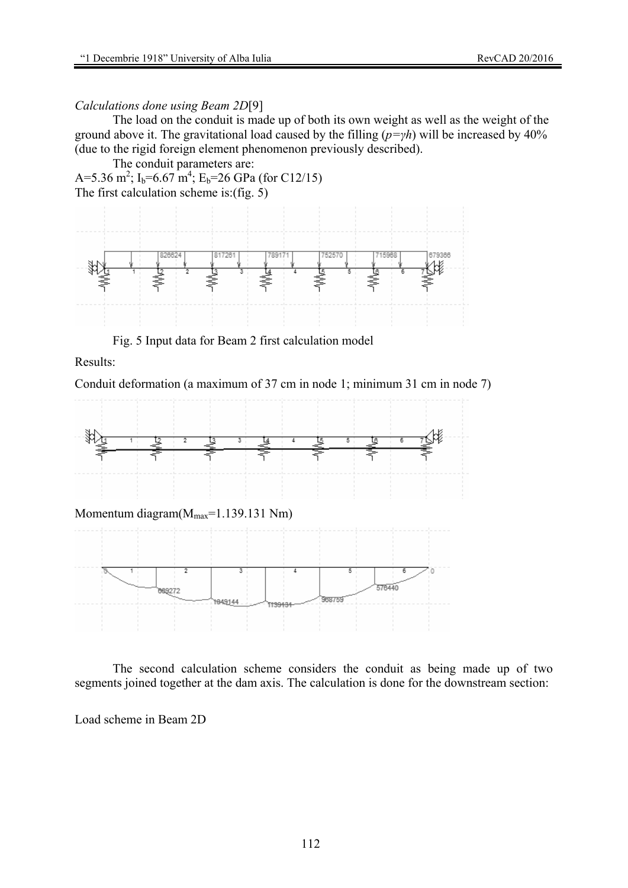*Calculations done using Beam 2D*[9]

The load on the conduit is made up of both its own weight as well as the weight of the ground above it. The gravitational load caused by the filling ($p=\gamma h$) will be increased by 40% (due to the rigid foreign element phenomenon previously described).

The conduit parameters are:

A=5.36 m$^2$; $I_b$=6.67 m$^4$; $E_b$=26 GPa (for C12/15)

The first calculation scheme is:(fig. 5)

Fig. 5 Input data for Beam 2 first calculation model

Results:

Conduit deformation (a maximum of 37 cm in node 1; minimum 31 cm in node 7)

Momentum diagram($M_{max}$=1.139.131 Nm)

The second calculation scheme considers the conduit as being made up of two segments joined together at the dam axis. The calculation is done for the downstream section:

Load scheme in Beam 2D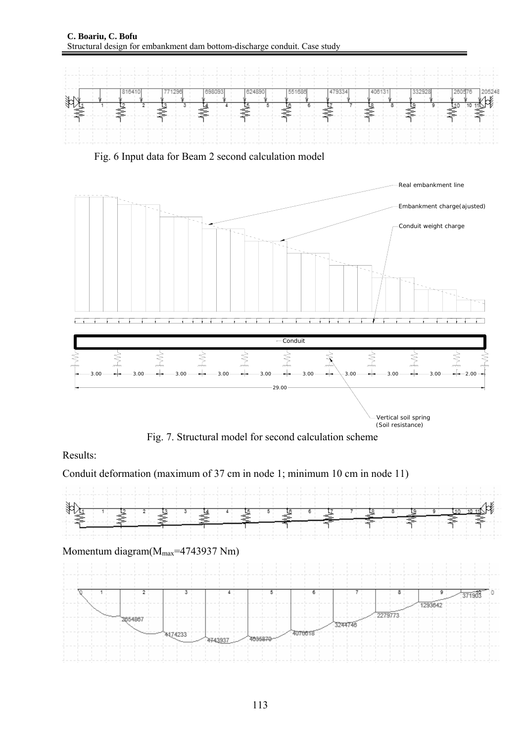Fig. 6 Input data for Beam 2 second calculation model

Fig. 7. Structural model for second calculation scheme

Results:

Conduit deformation (maximum of 37 cm in node 1; minimum 10 cm in node 11)

Momentum diagram($M_{max}$=4743937 Nm)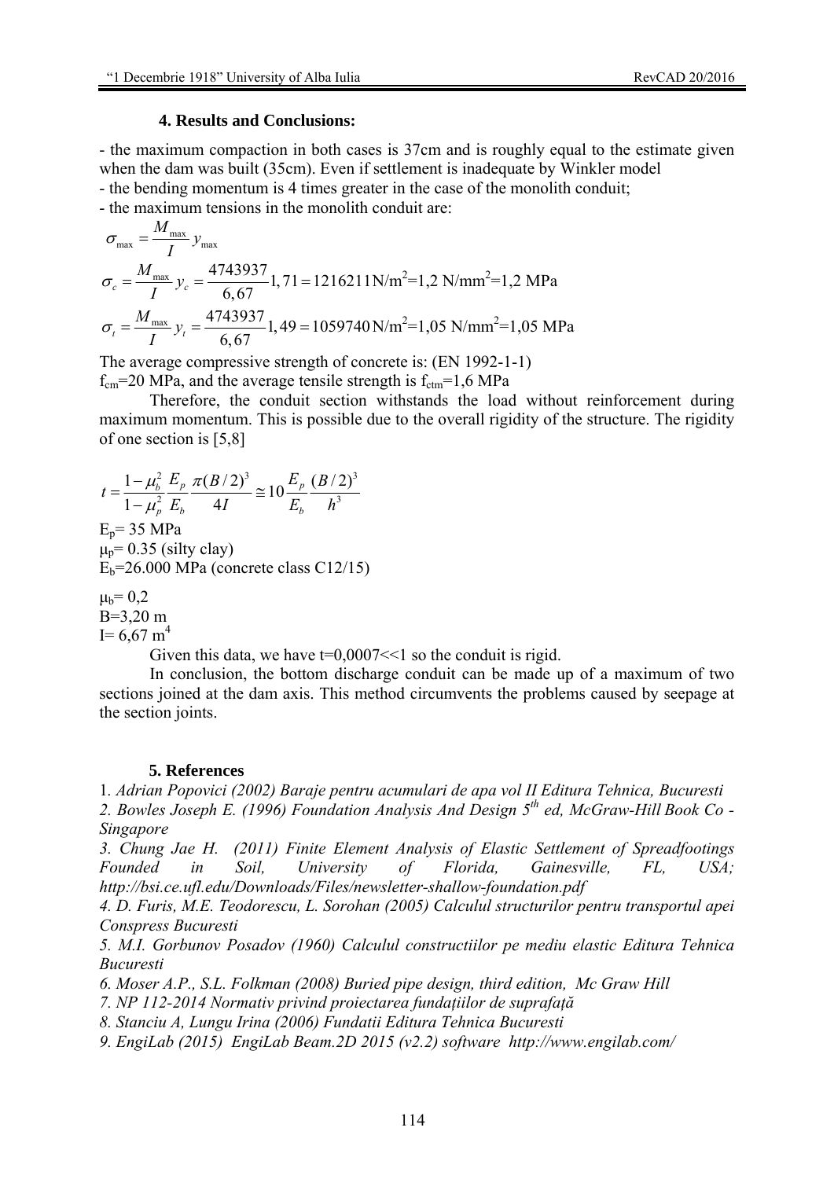### 4. Results and Conclusions:

- the maximum compaction in both cases is 37cm and is roughly equal to the estimate given when the dam was built (35cm). Even if settlement is inadequate by Winkler model
- the bending momentum is 4 times greater in the case of the monolith conduit;
- the maximum tensions in the monolith conduit are:

$$\sigma_{max} = \frac{M_{max}}{I} y_{max}$$

$$\sigma_c = \frac{M_{max}}{I} y_c = \frac{4743937}{6,67} 1,71 = 1216211 \text{N/m}^2 = 1,2 \text{ N/mm}^2 = 1,2 \text{ MPa}$$

$$\sigma_t = \frac{M_{max}}{I} y_t = \frac{4743937}{6,67} 1,49 = 1059740 \text{N/m}^2 = 1,05 \text{ N/mm}^2 = 1,05 \text{ MPa}$$

The average compressive strength of concrete is: (EN 1992-1-1)
$f_{cm}$=20 MPa, and the average tensile strength is $f_{ctm}$=1,6 MPa

Therefore, the conduit section withstands the load without reinforcement during maximum momentum. This is possible due to the overall rigidity of the structure. The rigidity of one section is [5,8]

$$t = \frac{1-\mu_b^2}{1-\mu_p^2} \frac{E_p}{E_b} \frac{\pi (B/2)^3}{4I} \cong 10 \frac{E_p}{E_b} \frac{(B/2)^3}{h^3}$$

$E_p$= 35 MPa
$\mu_p$= 0.35 (silty clay)
$E_b$=26.000 MPa (concrete class C12/15)

$\mu_b$= 0,2
B=3,20 m
I= 6,67 $m^4$

Given this data, we have t=0,0007<<1 so the conduit is rigid.

In conclusion, the bottom discharge conduit can be made up of a maximum of two sections joined at the dam axis. This method circumvents the problems caused by seepage at the section joints.

### 5. References

1. *Adrian Popovici (2002) Baraje pentru acumulari de apa vol II Editura Tehnica, Bucuresti*
2. *Bowles Joseph E. (1996) Foundation Analysis And Design 5th ed, McGraw-Hill Book Co - Singapore*
3. *Chung Jae H. (2011) Finite Element Analysis of Elastic Settlement of Spreadfootings Founded in Soil, University of Florida, Gainesville, FL, USA; http://bsi.ce.ufl.edu/Downloads/Files/newsletter-shallow-foundation.pdf*
4. *D. Furis, M.E. Teodorescu, L. Sorohan (2005) Calculul structurilor pentru transportul apei Conspress Bucuresti*
5. *M.I. Gorbunov Posadov (1960) Calculul constructiilor pe mediu elastic Editura Tehnica Bucuresti*
6. *Moser A.P., S.L. Folkman (2008) Buried pipe design, third edition, Mc Graw Hill*
7. *NP 112-2014 Normativ privind proiectarea fundațiilor de suprafață*
8. *Stanciu A, Lungu Irina (2006) Fundatii Editura Tehnica Bucuresti*
9. *EngiLab (2015) EngiLab Beam.2D 2015 (v2.2) software http://www.engilab.com/*